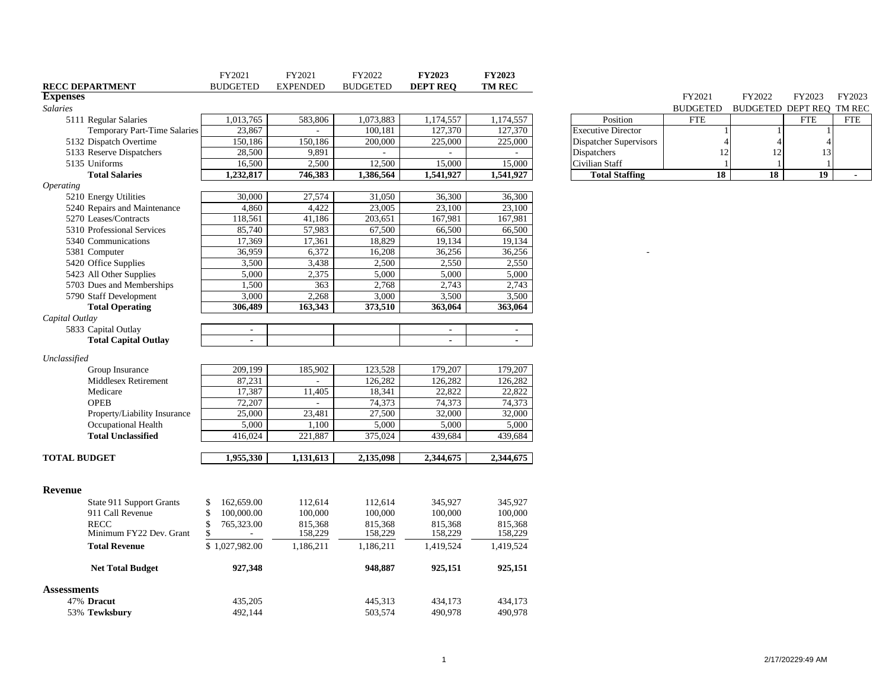| RECC DEPARTMENT | FY2021 BUDGETED | FY2021 EXPENDED | FY2022 BUDGETED | **FY2023 DEPT REQ** | **FY2023 TM REC** |
|---|---|---|---|---|---|
| **Expenses** | | | | | |
| *Salaries* | | | | | |
| 5111 Regular Salaries | 1,013,765 | 583,806 | 1,073,883 | 1,174,557 | 1,174,557 |
| Temporary Part-Time Salaries | 23,867 | - | 100,181 | 127,370 | 127,370 |
| 5132 Dispatch Overtime | 150,186 | 150,186 | 200,000 | 225,000 | 225,000 |
| 5133 Reserve Dispatchers | 28,500 | 9,891 | - | - | - |
| 5135 Uniforms | 16,500 | 2,500 | 12,500 | 15,000 | 15,000 |
| **Total Salaries** | **1,232,817** | **746,383** | **1,386,564** | **1,541,927** | **1,541,927** |
| *Operating* | | | | | |
| 5210 Energy Utilities | 30,000 | 27,574 | 31,050 | 36,300 | 36,300 |
| 5240 Repairs and Maintenance | 4,860 | 4,422 | 23,005 | 23,100 | 23,100 |
| 5270 Leases/Contracts | 118,561 | 41,186 | 203,651 | 167,981 | 167,981 |
| 5310 Professional Services | 85,740 | 57,983 | 67,500 | 66,500 | 66,500 |
| 5340 Communications | 17,369 | 17,361 | 18,829 | 19,134 | 19,134 |
| 5381 Computer | 36,959 | 6,372 | 16,208 | 36,256 | 36,256 |
| 5420 Office Supplies | 3,500 | 3,438 | 2,500 | 2,550 | 2,550 |
| 5423 All Other Supplies | 5,000 | 2,375 | 5,000 | 5,000 | 5,000 |
| 5703 Dues and Memberships | 1,500 | 363 | 2,768 | 2,743 | 2,743 |
| 5790 Staff Development | 3,000 | 2,268 | 3,000 | 3,500 | 3,500 |
| **Total Operating** | **306,489** | **163,343** | **373,510** | **363,064** | **363,064** |
| *Capital Outlay* | | | | | |
| 5833 Capital Outlay | - | | | - | - |
| **Total Capital Outlay** | **-** | | | **-** | **-** |
| *Unclassified* | | | | | |
| Group Insurance | 209,199 | 185,902 | 123,528 | 179,207 | 179,207 |
| Middlesex Retirement | 87,231 | - | 126,282 | 126,282 | 126,282 |
| Medicare | 17,387 | 11,405 | 18,341 | 22,822 | 22,822 |
| OPEB | 72,207 | - | 74,373 | 74,373 | 74,373 |
| Property/Liability Insurance | 25,000 | 23,481 | 27,500 | 32,000 | 32,000 |
| Occupational Health | 5,000 | 1,100 | 5,000 | 5,000 | 5,000 |
| **Total Unclassified** | 416,024 | 221,887 | 375,024 | 439,684 | 439,684 |
| **TOTAL BUDGET** | **1,955,330** | **1,131,613** | **2,135,098** | **2,344,675** | **2,344,675** |
| **Revenue** | | | | | |
| State 911 Support Grants | $ 162,659.00 | 112,614 | 112,614 | 345,927 | 345,927 |
| 911 Call Revenue | $ 100,000.00 | 100,000 | 100,000 | 100,000 | 100,000 |
| RECC | $ 765,323.00 | 815,368 | 815,368 | 815,368 | 815,368 |
| Minimum FY22 Dev. Grant | $ - | 158,229 | 158,229 | 158,229 | 158,229 |
| **Total Revenue** | $ 1,027,982.00 | 1,186,211 | 1,186,211 | 1,419,524 | 1,419,524 |
| **Net Total Budget** | **927,348** | | **948,887** | **925,151** | **925,151** |
| **Assessments** | | | | | |
| 47% **Dracut** | 435,205 | | 445,313 | 434,173 | 434,173 |
| 53% **Tewksbury** | 492,144 | | 503,574 | 490,978 | 490,978 |

| Position | FY2021 BUDGETED FTE | FY2022 BUDGETED | FY2023 DEPT REQ FTE | FY2023 TM REC FTE |
|---|---|---|---|---|
| Executive Director | 1 | 1 | 1 | |
| Dispatcher Supervisors | 4 | 4 | 4 | |
| Dispatchers | 12 | 12 | 13 | |
| Civilian Staff | 1 | 1 | 1 | |
| **Total Staffing** | **18** | **18** | **19** | **-** |

-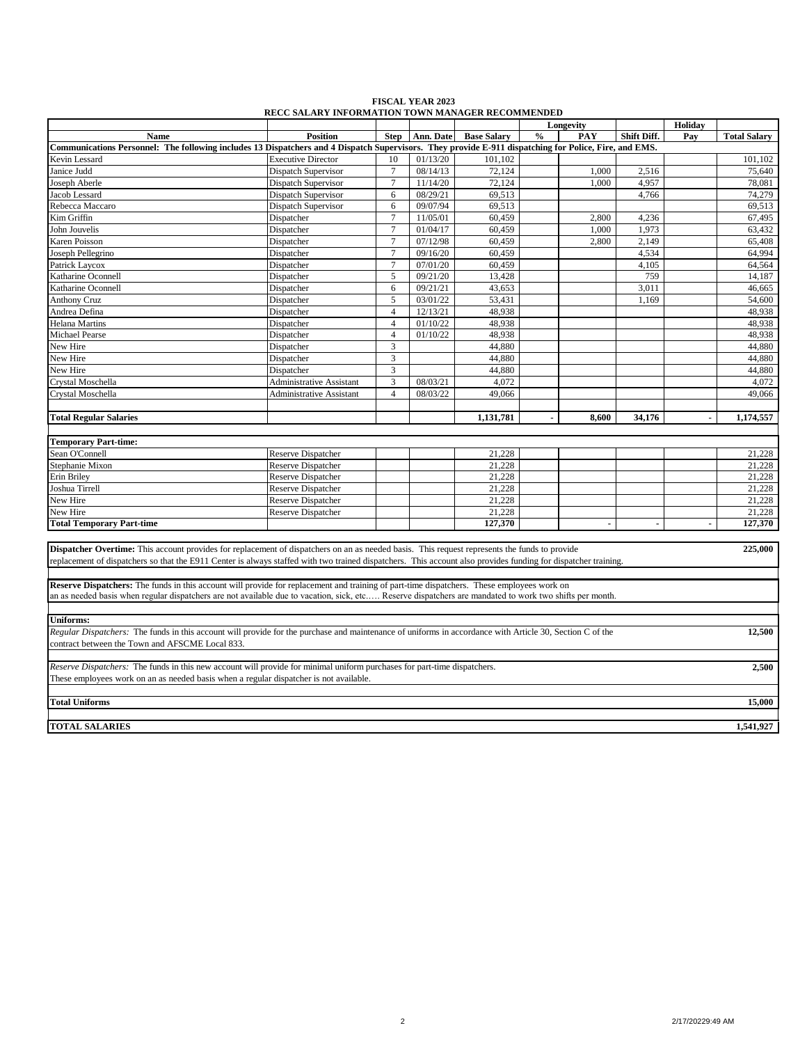# FISCAL YEAR 2023

## RECC SALARY INFORMATION TOWN MANAGER RECOMMENDED

| Name | Position | Step | Ann. Date | Base Salary | Longevity % | Longevity PAY | Shift Diff. | Holiday Pay | Total Salary |
|---|---|---|---|---|---|---|---|---|---|
| **Communications Personnel: The following includes 13 Dispatchers and 4 Dispatch Supervisors. They provide E-911 dispatching for Police, Fire, and EMS.** | | | | | | | | | |
| Kevin Lessard | Executive Director | 10 | 01/13/20 | 101,102 | | | | | 101,102 |
| Janice Judd | Dispatch Supervisor | 7 | 08/14/13 | 72,124 | | 1,000 | 2,516 | | 75,640 |
| Joseph Aberle | Dispatch Supervisor | 7 | 11/14/20 | 72,124 | | 1,000 | 4,957 | | 78,081 |
| Jacob Lessard | Dispatch Supervisor | 6 | 08/29/21 | 69,513 | | | 4,766 | | 74,279 |
| Rebecca Maccaro | Dispatch Supervisor | 6 | 09/07/94 | 69,513 | | | | | 69,513 |
| Kim Griffin | Dispatcher | 7 | 11/05/01 | 60,459 | | 2,800 | 4,236 | | 67,495 |
| John Jouvelis | Dispatcher | 7 | 01/04/17 | 60,459 | | 1,000 | 1,973 | | 63,432 |
| Karen Poisson | Dispatcher | 7 | 07/12/98 | 60,459 | | 2,800 | 2,149 | | 65,408 |
| Joseph Pellegrino | Dispatcher | 7 | 09/16/20 | 60,459 | | | 4,534 | | 64,994 |
| Patrick Laycox | Dispatcher | 7 | 07/01/20 | 60,459 | | | 4,105 | | 64,564 |
| Katharine Oconnell | Dispatcher | 5 | 09/21/20 | 13,428 | | | 759 | | 14,187 |
| Katharine Oconnell | Dispatcher | 6 | 09/21/21 | 43,653 | | | 3,011 | | 46,665 |
| Anthony Cruz | Dispatcher | 5 | 03/01/22 | 53,431 | | | 1,169 | | 54,600 |
| Andrea Defina | Dispatcher | 4 | 12/13/21 | 48,938 | | | | | 48,938 |
| Helana Martins | Dispatcher | 4 | 01/10/22 | 48,938 | | | | | 48,938 |
| Michael Pearse | Dispatcher | 4 | 01/10/22 | 48,938 | | | | | 48,938 |
| New Hire | Dispatcher | 3 | | 44,880 | | | | | 44,880 |
| New Hire | Dispatcher | 3 | | 44,880 | | | | | 44,880 |
| New Hire | Dispatcher | 3 | | 44,880 | | | | | 44,880 |
| Crystal Moschella | Administrative Assistant | 3 | 08/03/21 | 4,072 | | | | | 4,072 |
| Crystal Moschella | Administrative Assistant | 4 | 08/03/22 | 49,066 | | | | | 49,066 |
| **Total Regular Salaries** | | | | **1,131,781** | **-** | **8,600** | **34,176** | **-** | **1,174,557** |
| **Temporary Part-time:** | | | | | | | | | |
| Sean O'Connell | Reserve Dispatcher | | | 21,228 | | | | | 21,228 |
| Stephanie Mixon | Reserve Dispatcher | | | 21,228 | | | | | 21,228 |
| Erin Briley | Reserve Dispatcher | | | 21,228 | | | | | 21,228 |
| Joshua Tirrell | Reserve Dispatcher | | | 21,228 | | | | | 21,228 |
| New Hire | Reserve Dispatcher | | | 21,228 | | | | | 21,228 |
| New Hire | Reserve Dispatcher | | | 21,228 | | | | | 21,228 |
| **Total Temporary Part-time** | | | | **127,370** | | **-** | **-** | **-** | **127,370** |

**Dispatcher Overtime:** This account provides for replacement of dispatchers on an as needed basis. This request represents the funds to provide replacement of dispatchers so that the E911 Center is always staffed with two trained dispatchers. This account also provides funding for dispatcher training. **225,000**

**Reserve Dispatchers:** The funds in this account will provide for replacement and training of part-time dispatchers. These employees work on an as needed basis when regular dispatchers are not available due to vacation, sick, etc..… Reserve dispatchers are mandated to work two shifts per month.

**Uniforms:**

*Regular Dispatchers:* The funds in this account will provide for the purchase and maintenance of uniforms in accordance with Article 30, Section C of the contract between the Town and AFSCME Local 833. **12,500**

*Reserve Dispatchers:* The funds in this new account will provide for minimal uniform purchases for part-time dispatchers. These employees work on an as needed basis when a regular dispatcher is not available. **2,500**

**Total Uniforms** **15,000**

**TOTAL SALARIES** **1,541,927**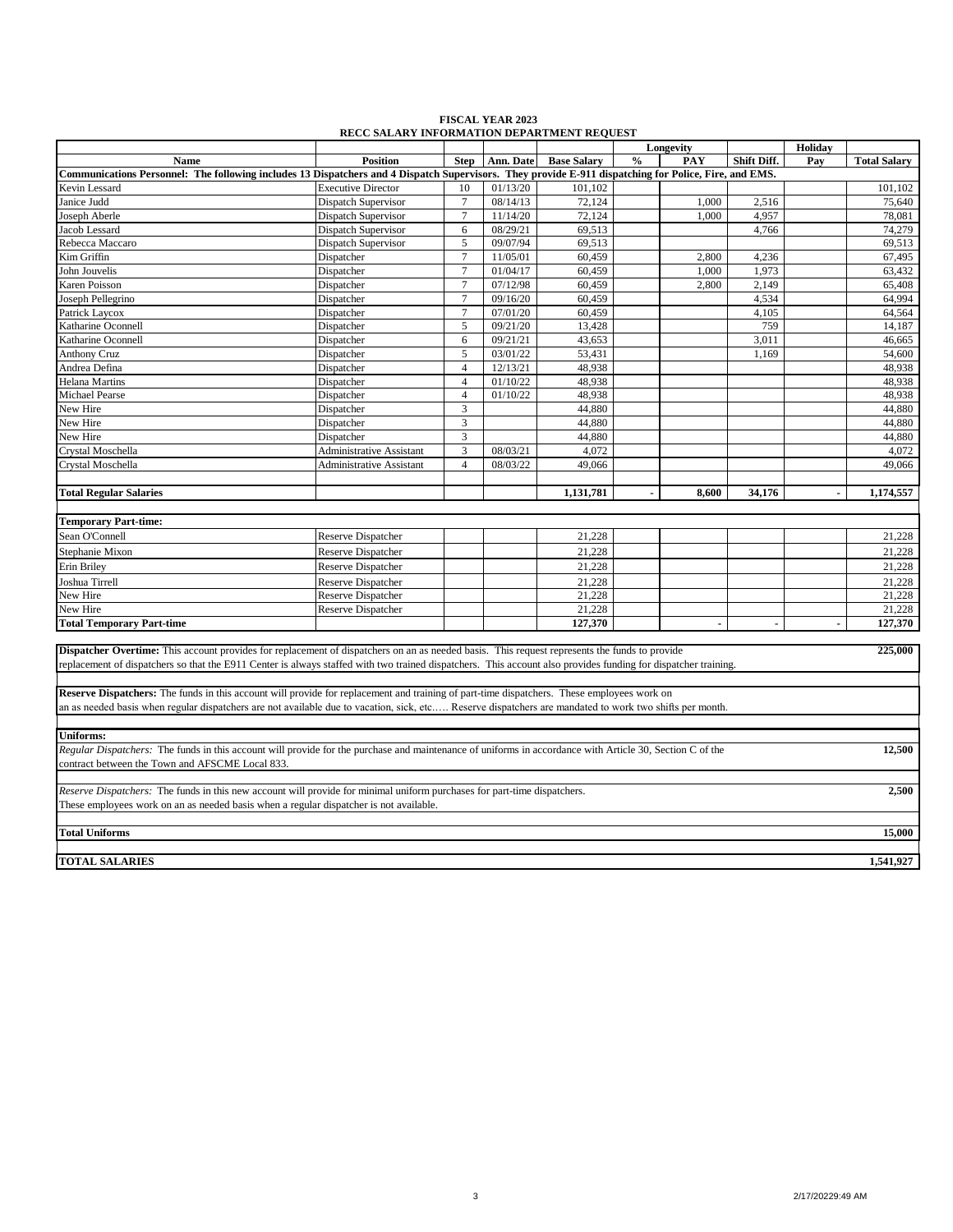**FISCAL YEAR 2023**
**RECC SALARY INFORMATION DEPARTMENT REQUEST**

| Name | Position | Step | Ann. Date | Base Salary | Longevity % | Longevity PAY | Shift Diff. | Holiday Pay | Total Salary |
|---|---|---|---|---|---|---|---|---|---|
| **Communications Personnel: The following includes 13 Dispatchers and 4 Dispatch Supervisors. They provide E-911 dispatching for Police, Fire, and EMS.** | | | | | | | | | |
| Kevin Lessard | Executive Director | 10 | 01/13/20 | 101,102 | | | | | 101,102 |
| Janice Judd | Dispatch Supervisor | 7 | 08/14/13 | 72,124 | | 1,000 | 2,516 | | 75,640 |
| Joseph Aberle | Dispatch Supervisor | 7 | 11/14/20 | 72,124 | | 1,000 | 4,957 | | 78,081 |
| Jacob Lessard | Dispatch Supervisor | 6 | 08/29/21 | 69,513 | | | 4,766 | | 74,279 |
| Rebecca Maccaro | Dispatch Supervisor | 5 | 09/07/94 | 69,513 | | | | | 69,513 |
| Kim Griffin | Dispatcher | 7 | 11/05/01 | 60,459 | | 2,800 | 4,236 | | 67,495 |
| John Jouvelis | Dispatcher | 7 | 01/04/17 | 60,459 | | 1,000 | 1,973 | | 63,432 |
| Karen Poisson | Dispatcher | 7 | 07/12/98 | 60,459 | | 2,800 | 2,149 | | 65,408 |
| Joseph Pellegrino | Dispatcher | 7 | 09/16/20 | 60,459 | | | 4,534 | | 64,994 |
| Patrick Laycox | Dispatcher | 7 | 07/01/20 | 60,459 | | | 4,105 | | 64,564 |
| Katharine Oconnell | Dispatcher | 5 | 09/21/20 | 13,428 | | | 759 | | 14,187 |
| Katharine Oconnell | Dispatcher | 6 | 09/21/21 | 43,653 | | | 3,011 | | 46,665 |
| Anthony Cruz | Dispatcher | 5 | 03/01/22 | 53,431 | | | 1,169 | | 54,600 |
| Andrea Defina | Dispatcher | 4 | 12/13/21 | 48,938 | | | | | 48,938 |
| Helana Martins | Dispatcher | 4 | 01/10/22 | 48,938 | | | | | 48,938 |
| Michael Pearse | Dispatcher | 4 | 01/10/22 | 48,938 | | | | | 48,938 |
| New Hire | Dispatcher | 3 | | 44,880 | | | | | 44,880 |
| New Hire | Dispatcher | 3 | | 44,880 | | | | | 44,880 |
| New Hire | Dispatcher | 3 | | 44,880 | | | | | 44,880 |
| Crystal Moschella | Administrative Assistant | 3 | 08/03/21 | 4,072 | | | | | 4,072 |
| Crystal Moschella | Administrative Assistant | 4 | 08/03/22 | 49,066 | | | | | 49,066 |
| **Total Regular Salaries** | | | | **1,131,781** | **-** | **8,600** | **34,176** | **-** | **1,174,557** |
| **Temporary Part-time:** | | | | | | | | | |
| Sean O'Connell | Reserve Dispatcher | | | 21,228 | | | | | 21,228 |
| Stephanie Mixon | Reserve Dispatcher | | | 21,228 | | | | | 21,228 |
| Erin Briley | Reserve Dispatcher | | | 21,228 | | | | | 21,228 |
| Joshua Tirrell | Reserve Dispatcher | | | 21,228 | | | | | 21,228 |
| New Hire | Reserve Dispatcher | | | 21,228 | | | | | 21,228 |
| New Hire | Reserve Dispatcher | | | 21,228 | | | | | 21,228 |
| **Total Temporary Part-time** | | | | **127,370** | | **-** | **-** | **-** | **127,370** |

| Description | Amount |
|---|---|
| **Dispatcher Overtime:** This account provides for replacement of dispatchers on an as needed basis. This request represents the funds to provide replacement of dispatchers so that the E911 Center is always staffed with two trained dispatchers. This account also provides funding for dispatcher training. | **225,000** |
| **Reserve Dispatchers:** The funds in this account will provide for replacement and training of part-time dispatchers. These employees work on an as needed basis when regular dispatchers are not available due to vacation, sick, etc.…. Reserve dispatchers are mandated to work two shifts per month. | |
| **Uniforms:** | |
| *Regular Dispatchers:* The funds in this account will provide for the purchase and maintenance of uniforms in accordance with Article 30, Section C of the contract between the Town and AFSCME Local 833. | **12,500** |
| *Reserve Dispatchers:* The funds in this new account will provide for minimal uniform purchases for part-time dispatchers. These employees work on an as needed basis when a regular dispatcher is not available. | **2,500** |
| **Total Uniforms** | **15,000** |
| **TOTAL SALARIES** | **1,541,927** |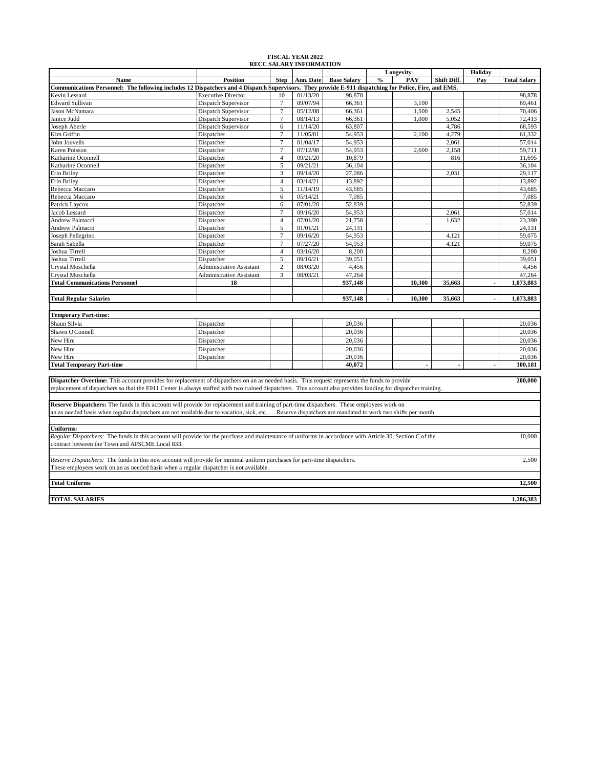**FISCAL YEAR 2022**
**RECC SALARY INFORMATION**

| Name | Position | Step | Ann. Date | Base Salary | Longevity % | Longevity PAY | Shift Diff. | Holiday Pay | Total Salary |
|---|---|---|---|---|---|---|---|---|---|
| **Communications Personnel: The following includes 12 Dispatchers and 4 Dispatch Supervisors. They provide E-911 dispatching for Police, Fire, and EMS.** | | | | | | | | | |
| Kevin Lessard | Executive Director | 10 | 01/13/20 | 98,878 | | | | | 98,878 |
| Edward Sullivan | Dispatch Supervisor | 7 | 09/07/94 | 66,361 | | 3,100 | | | 69,461 |
| Jason McNamara | Dispatch Supervisor | 7 | 05/12/08 | 66,361 | | 1,500 | 2,545 | | 70,406 |
| Janice Judd | Dispatch Supervisor | 7 | 08/14/13 | 66,361 | | 1,000 | 5,052 | | 72,413 |
| Joseph Aberle | Dispatch Supervisor | 6 | 11/14/20 | 63,807 | | | 4,786 | | 68,593 |
| Kim Griffin | Dispatcher | 7 | 11/05/01 | 54,953 | | 2,100 | 4,279 | | 61,332 |
| John Jouvelis | Dispatcher | 7 | 01/04/17 | 54,953 | | | 2,061 | | 57,014 |
| Karen Poisson | Dispatcher | 7 | 07/12/98 | 54,953 | | 2,600 | 2,158 | | 59,711 |
| Katharine Oconnell | Dispatcher | 4 | 09/21/20 | 10,879 | | | 816 | | 11,695 |
| Katharine Oconnell | Dispatcher | 5 | 09/21/21 | 36,104 | | | | | 36,104 |
| Erin Briley | Dispatcher | 3 | 09/14/20 | 27,086 | | | 2,031 | | 29,117 |
| Erin Briley | Dispatcher | 4 | 03/14/21 | 13,892 | | | | | 13,892 |
| Rebecca Maccaro | Dispatcher | 5 | 11/14/19 | 43,685 | | | | | 43,685 |
| Rebecca Maccaro | Dispatcher | 6 | 05/14/21 | 7,085 | | | | | 7,085 |
| Patrick Laycox | Dispatcher | 6 | 07/01/20 | 52,839 | | | | | 52,839 |
| Jacob Lessard | Dispatcher | 7 | 09/16/20 | 54,953 | | | 2,061 | | 57,014 |
| Andrew Palmacci | Dispatcher | 4 | 07/01/20 | 21,758 | | | 1,632 | | 23,390 |
| Andrew Palmacci | Dispatcher | 5 | 01/01/21 | 24,131 | | | | | 24,131 |
| Joseph Pellegrino | Dispatcher | 7 | 09/16/20 | 54,953 | | | 4,121 | | 59,075 |
| Sarah Sabella | Dispatcher | 7 | 07/27/20 | 54,953 | | | 4,121 | | 59,075 |
| Joshua Tirrell | Dispatcher | 4 | 03/16/20 | 8,200 | | | | | 8,200 |
| Joshua Tirrell | Dispatcher | 5 | 09/16/21 | 39,051 | | | | | 39,051 |
| Crystal Moschella | Administrative Assistant | 2 | 08/03/20 | 4,456 | | | | | 4,456 |
| Crystal Moschella | Administrative Assistant | 3 | 08/03/21 | 47,264 | | | | | 47,264 |
| **Total Communications Personnel** | **18** | | | **937,148** | | **10,300** | **35,663** | - | **1,073,883** |
| | | | | | | | | | |
| **Total Regular Salaries** | | | | **937,148** | - | **10,300** | **35,663** | - | **1,073,883** |
| | | | | | | | | | |
| **Temporary Part-time:** | | | | | | | | | |
| Shaun Silvia | Dispatcher | | | 20,036 | | | | | 20,036 |
| Shawn O'Connell | Dispatcher | | | 20,036 | | | | | 20,036 |
| New Hire | Dispatcher | | | 20,036 | | | | | 20,036 |
| New Hire | Dispatcher | | | 20,036 | | | | | 20,036 |
| New Hire | Dispatcher | | | 20,036 | | | | | 20,036 |
| **Total Temporary Part-time** | | | | **40,072** | | - | - | - | **100,181** |

**Dispatcher Overtime:** This account provides for replacement of dispatchers on an as needed basis. This request represents the funds to provide replacement of dispatchers so that the E911 Center is always staffed with two trained dispatchers. This account also provides funding for dispatcher training. — **200,000**

**Reserve Dispatchers:** The funds in this account will provide for replacement and training of part-time dispatchers. These employees work on an as needed basis when regular dispatchers are not available due to vacation, sick, etc….. Reserve dispatchers are mandated to work two shifts per month.

**Uniforms:**

*Regular Dispatchers:* The funds in this account will provide for the purchase and maintenance of uniforms in accordance with Article 30, Section C of the contract between the Town and AFSCME Local 833. — 10,000

*Reserve Dispatchers:* The funds in this new account will provide for minimal uniform purchases for part-time dispatchers. These employees work on an as needed basis when a regular dispatcher is not available. — 2,500

**Total Uniforms** — **12,500**

**TOTAL SALARIES** — **1,286,383**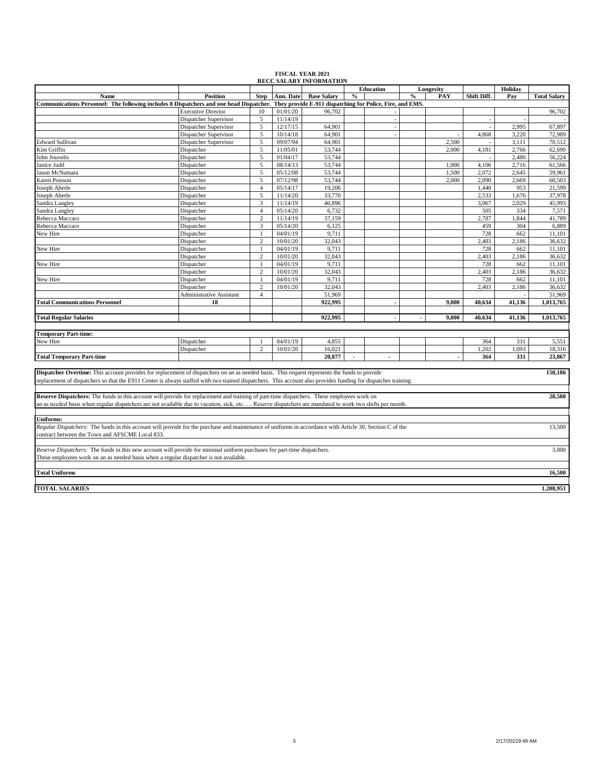**FISCAL YEAR 2021**
**RECC SALARY INFORMATION**

| Name | Position | Step | Ann. Date | Base Salary | Education % | Education | Longevity % | Longevity PAY | Shift Diff. | Holiday Pay | Total Salary |
|---|---|---|---|---|---|---|---|---|---|---|---|
| **Communications Personnel: The following includes 8 Dispatchers and one head Dispatcher. They provide E-911 dispatching for Police, Fire, and EMS.** | | | | | | | | | | | |
| | Executive Director | 10 | 01/01/20 | 96,702 | | - | | | | | 96,702 |
| | Dispatcher Supervisor | 5 | 11/14/19 | | | - | | | - | - | - |
| | Dispatcher Supervisor | 5 | 12/17/15 | 64,901 | | - | | | - | 2,995 | 67,897 |
| | Dispatcher Supervisor | 5 | 10/14/18 | 64,901 | | - | | - | 4,868 | 3,220 | 72,989 |
| Edward Sullivan | Dispatcher Supervisor | 5 | 09/07/94 | 64,901 | | | | 2,500 | - | 3,111 | 70,512 |
| Kim Griffin | Dispatcher | 5 | 11/05/01 | 53,744 | | | | 2,000 | 4,181 | 2,766 | 62,690 |
| John Jouvelis | Dispatcher | 5 | 01/04/17 | 53,744 | | | | | - | 2,480 | 56,224 |
| Janice Judd | Dispatcher | 5 | 08/14/13 | 53,744 | | | | 1,000 | 4,106 | 2,716 | 61,566 |
| Jason McNamara | Dispatcher | 5 | 05/12/08 | 53,744 | | | | 1,500 | 2,072 | 2,645 | 59,961 |
| Karen Poisson | Dispatcher | 5 | 07/12/98 | 53,744 | | | | 2,000 | 2,090 | 2,669 | 60,503 |
| Joseph Aberle | Dispatcher | 4 | 05/14/17 | 19,206 | | | | | 1,440 | 953 | 21,599 |
| Joseph Aberle | Dispatcher | 5 | 11/14/20 | 33,770 | | | | | 2,533 | 1,676 | 37,978 |
| Sandra Langley | Dispatcher | 3 | 11/14/19 | 40,896 | | | | | 3,067 | 2,029 | 45,993 |
| Sandra Langley | Dispatcher | 4 | 05/14/20 | 6,732 | | | | | 505 | 334 | 7,571 |
| Rebecca Maccaro | Dispatcher | 2 | 11/14/19 | 37,159 | | | | | 2,787 | 1,844 | 41,789 |
| Rebecca Maccaro | Dispatcher | 3 | 05/14/20 | 6,125 | | | | | 459 | 304 | 6,889 |
| New Hire | Dispatcher | 1 | 04/01/19 | 9,711 | | | | | 728 | 662 | 11,101 |
| | Dispatcher | 2 | 10/01/20 | 32,043 | | | | | 2,403 | 2,186 | 36,632 |
| New Hire | Dispatcher | 1 | 04/01/19 | 9,711 | | | | | 728 | 662 | 11,101 |
| | Dispatcher | 2 | 10/01/20 | 32,043 | | | | | 2,403 | 2,186 | 36,632 |
| New Hire | Dispatcher | 1 | 04/01/19 | 9,711 | | | | | 728 | 662 | 11,101 |
| | Dispatcher | 2 | 10/01/20 | 32,043 | | | | | 2,403 | 2,186 | 36,632 |
| New Hire | Dispatcher | 1 | 04/01/19 | 9,711 | | | | | 728 | 662 | 11,101 |
| | Dispatcher | 2 | 10/01/20 | 32,043 | | | | | 2,403 | 2,186 | 36,632 |
| | Administrative Assistant | 4 | | 51,969 | | | | | | - | 51,969 |
| **Total Communications Personnel** | **18** | | | **922,995** | | **-** | | **9,000** | **40,634** | **41,136** | **1,013,765** |
| **Total Regular Salaries** | | | | **922,995** | | **-** | **-** | **9,000** | **40,634** | **41,136** | **1,013,765** |
| **Temporary Part-time:** | | | | | | | | | | | |
| New Hire | Dispatcher | 1 | 04/01/19 | 4,855 | | | | | 364 | 331 | 5,551 |
| | Dispatcher | 2 | 10/01/20 | 16,021 | | | | | 1,202 | 1,093 | 18,316 |
| **Total Temporary Part-time** | | | | **20,877** | **-** | **-** | | **-** | **364** | **331** | **23,867** |

| Description | Amount |
|---|---|
| **Dispatcher Overtime:** This account provides for replacement of dispatchers on an as needed basis. This request represents the funds to provide replacement of dispatchers so that the E911 Center is always staffed with two trained dispatchers. This account also provides funding for dispatcher training. | **150,186** |
| **Reserve Dispatchers:** The funds in this account will provide for replacement and training of part-time dispatchers. These employees work on an as needed basis when regular dispatchers are not available due to vacation, sick, etc….. Reserve dispatchers are mandated to work two shifts per month. | **28,500** |
| **Uniforms:** | |
| *Regular Dispatchers:* The funds in this account will provide for the purchase and maintenance of uniforms in accordance with Article 30, Section C of the contract between the Town and AFSCME Local 833. | 13,500 |
| *Reserve Dispatchers:* The funds in this new account will provide for minimal uniform purchases for part-time dispatchers. These employees work on an as needed basis when a regular dispatcher is not available. | 3,000 |
| **Total Uniforms** | **16,500** |
| **TOTAL SALARIES** | **1,208,951** |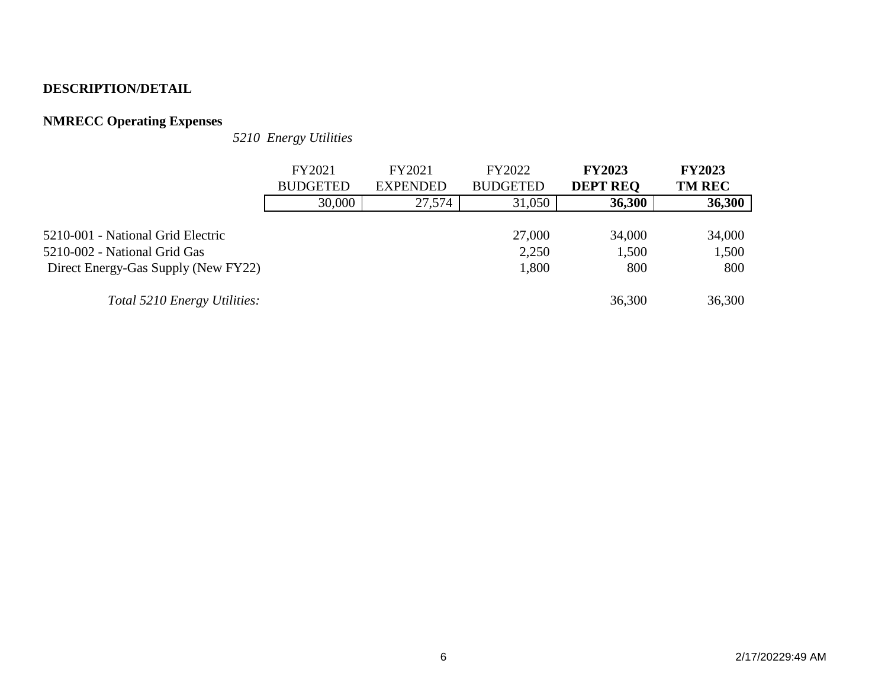**DESCRIPTION/DETAIL**

**NMRECC Operating Expenses**

*5210 Energy Utilities*

| | FY2021 BUDGETED | FY2021 EXPENDED | FY2022 BUDGETED | **FY2023 DEPT REQ** | **FY2023 TM REC** |
|---|---|---|---|---|---|
| | 30,000 | 27,574 | 31,050 | **36,300** | **36,300** |
| 5210-001 - National Grid Electric | | | 27,000 | 34,000 | 34,000 |
| 5210-002 - National Grid Gas | | | 2,250 | 1,500 | 1,500 |
| Direct Energy-Gas Supply (New FY22) | | | 1,800 | 800 | 800 |
| *Total 5210 Energy Utilities:* | | | | 36,300 | 36,300 |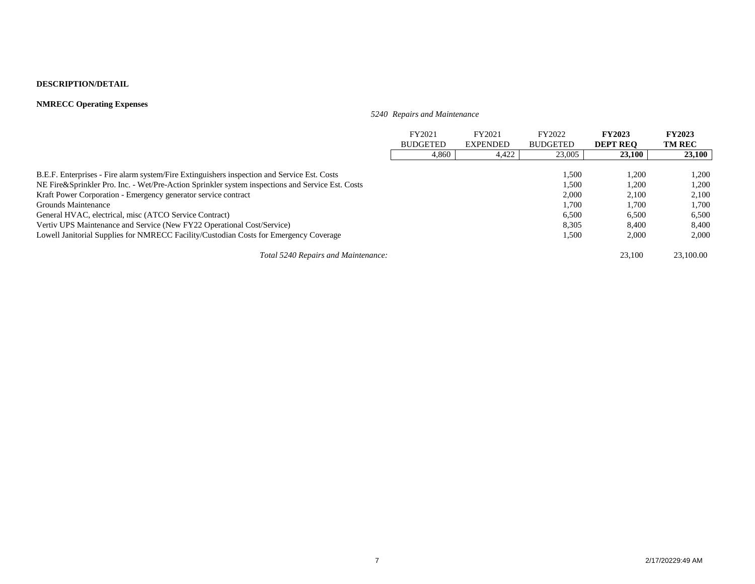**DESCRIPTION/DETAIL**

**NMRECC Operating Expenses**

*5240 Repairs and Maintenance*

| | FY2021 BUDGETED | FY2021 EXPENDED | FY2022 BUDGETED | **FY2023 DEPT REQ** | **FY2023 TM REC** |
|---|---|---|---|---|---|
| | 4,860 | 4,422 | 23,005 | **23,100** | **23,100** |
| B.E.F. Enterprises - Fire alarm system/Fire Extinguishers inspection and Service Est. Costs | | | 1,500 | 1,200 | 1,200 |
| NE Fire&Sprinkler Pro. Inc. - Wet/Pre-Action Sprinkler system inspections and Service Est. Costs | | | 1,500 | 1,200 | 1,200 |
| Kraft Power Corporation - Emergency generator service contract | | | 2,000 | 2,100 | 2,100 |
| Grounds Maintenance | | | 1,700 | 1,700 | 1,700 |
| General HVAC, electrical, misc (ATCO Service Contract) | | | 6,500 | 6,500 | 6,500 |
| Vertiv UPS Maintenance and Service (New FY22 Operational Cost/Service) | | | 8,305 | 8,400 | 8,400 |
| Lowell Janitorial Supplies for NMRECC Facility/Custodian Costs for Emergency Coverage | | | 1,500 | 2,000 | 2,000 |
| *Total 5240 Repairs and Maintenance:* | | | | 23,100 | 23,100.00 |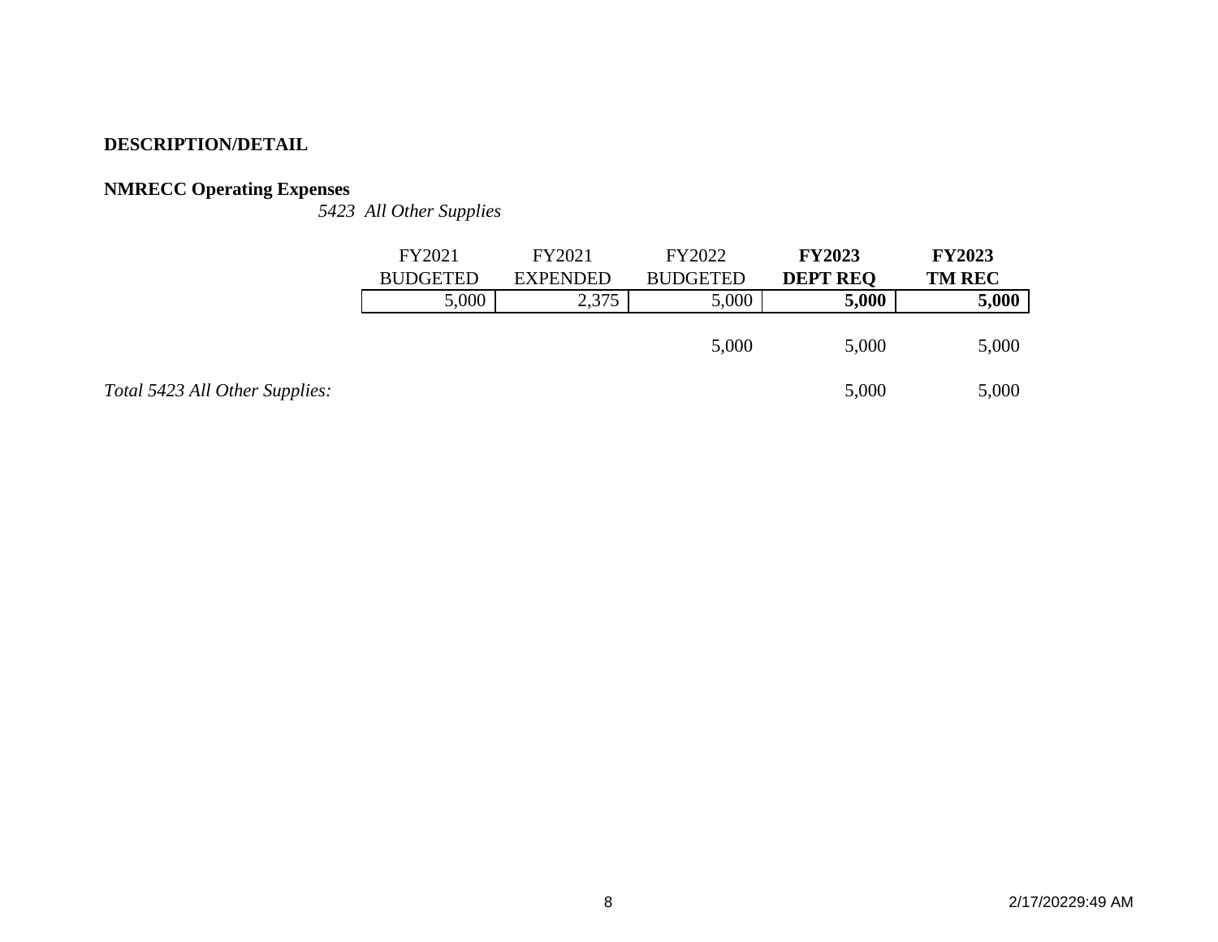**DESCRIPTION/DETAIL**

**NMRECC Operating Expenses**

*5423 All Other Supplies*

| | FY2021 BUDGETED | FY2021 EXPENDED | FY2022 BUDGETED | **FY2023 DEPT REQ** | **FY2023 TM REC** |
|---|---|---|---|---|---|
| | 5,000 | 2,375 | 5,000 | **5,000** | **5,000** |
| | | | 5,000 | 5,000 | 5,000 |
| *Total 5423 All Other Supplies:* | | | | 5,000 | 5,000 |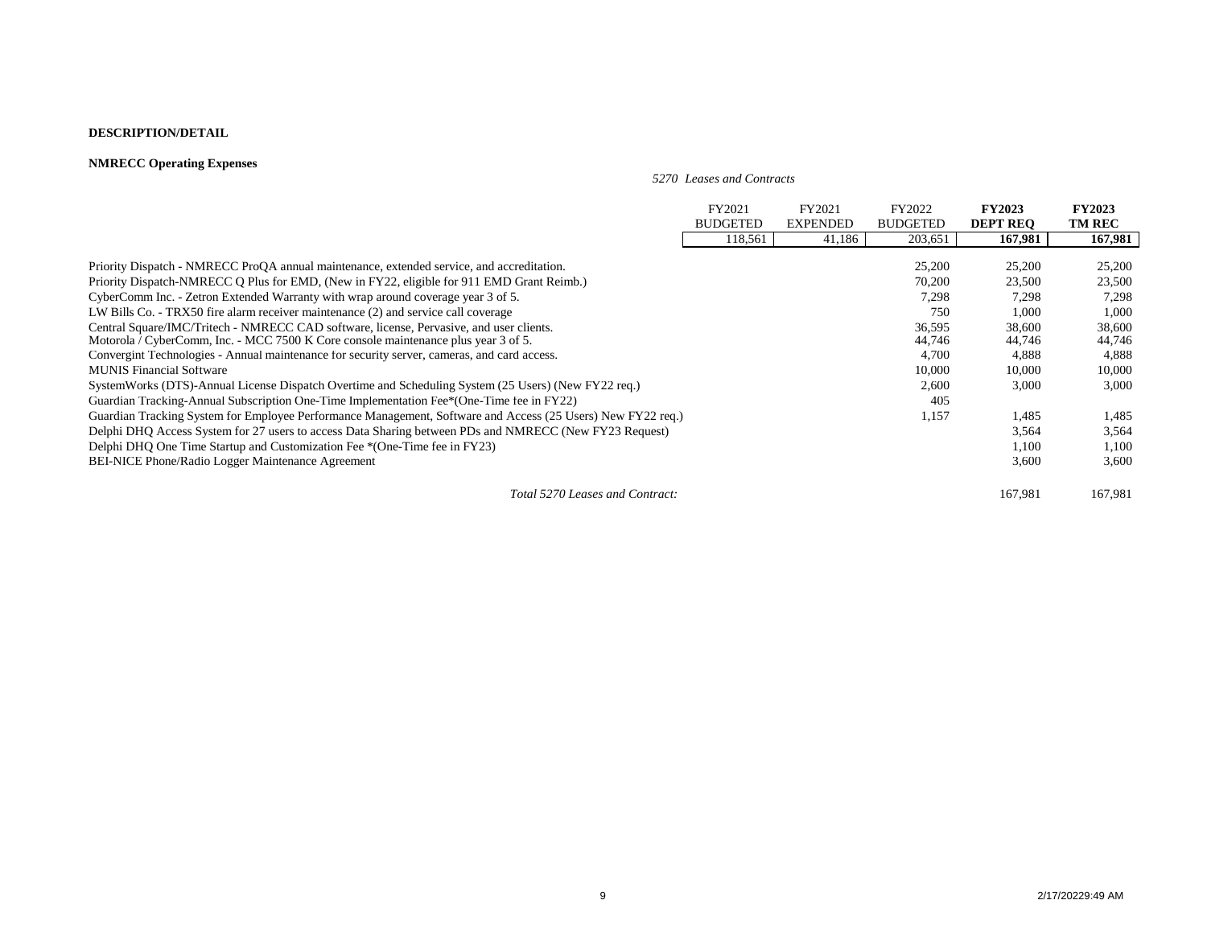**DESCRIPTION/DETAIL**

**NMRECC Operating Expenses**

*5270 Leases and Contracts*

| | FY2021 BUDGETED | FY2021 EXPENDED | FY2022 BUDGETED | **FY2023 DEPT REQ** | **FY2023 TM REC** |
|---|---|---|---|---|---|
| | 118,561 | 41,186 | 203,651 | **167,981** | **167,981** |
| Priority Dispatch - NMRECC ProQA annual maintenance, extended service, and accreditation. | | | 25,200 | 25,200 | 25,200 |
| Priority Dispatch-NMRECC Q Plus for EMD, (New in FY22, eligible for 911 EMD Grant Reimb.) | | | 70,200 | 23,500 | 23,500 |
| CyberComm Inc. - Zetron Extended Warranty with wrap around coverage year 3 of 5. | | | 7,298 | 7,298 | 7,298 |
| LW Bills Co. - TRX50 fire alarm receiver maintenance (2) and service call coverage | | | 750 | 1,000 | 1,000 |
| Central Square/IMC/Tritech - NMRECC CAD software, license, Pervasive, and user clients. | | | 36,595 | 38,600 | 38,600 |
| Motorola / CyberComm, Inc. - MCC 7500 K Core console maintenance plus year 3 of 5. | | | 44,746 | 44,746 | 44,746 |
| Convergint Technologies - Annual maintenance for security server, cameras, and card access. | | | 4,700 | 4,888 | 4,888 |
| MUNIS Financial Software | | | 10,000 | 10,000 | 10,000 |
| SystemWorks (DTS)-Annual License Dispatch Overtime and Scheduling System (25 Users) (New FY22 req.) | | | 2,600 | 3,000 | 3,000 |
| Guardian Tracking-Annual Subscription One-Time Implementation Fee*(One-Time fee in FY22) | | | 405 | | |
| Guardian Tracking System for Employee Performance Management, Software and Access (25 Users) New FY22 req.) | | | 1,157 | 1,485 | 1,485 |
| Delphi DHQ Access System for 27 users to access Data Sharing between PDs and NMRECC (New FY23 Request) | | | | 3,564 | 3,564 |
| Delphi DHQ One Time Startup and Customization Fee *(One-Time fee in FY23) | | | | 1,100 | 1,100 |
| BEI-NICE Phone/Radio Logger Maintenance Agreement | | | | 3,600 | 3,600 |
| *Total 5270 Leases and Contract:* | | | | 167,981 | 167,981 |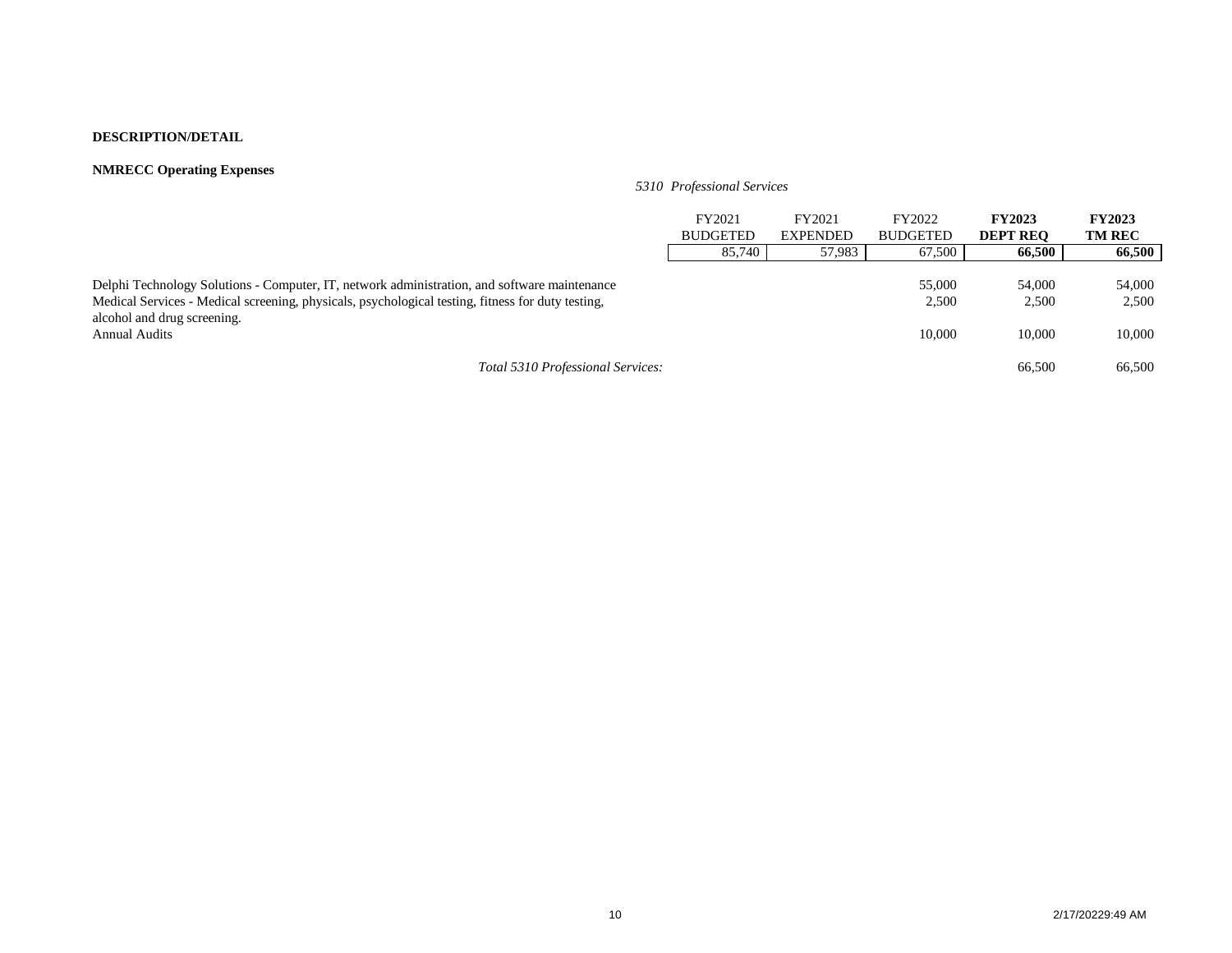**DESCRIPTION/DETAIL**

**NMRECC Operating Expenses**

*5310 Professional Services*

| | FY2021 BUDGETED | FY2021 EXPENDED | FY2022 BUDGETED | **FY2023 DEPT REQ** | **FY2023 TM REC** |
|---|---|---|---|---|---|
| | 85,740 | 57,983 | 67,500 | **66,500** | **66,500** |
| Delphi Technology Solutions - Computer, IT, network administration, and software maintenance | | | 55,000 | 54,000 | 54,000 |
| Medical Services - Medical screening, physicals, psychological testing, fitness for duty testing, alcohol and drug screening. | | | 2,500 | 2,500 | 2,500 |
| Annual Audits | | | 10,000 | 10,000 | 10,000 |
| *Total 5310 Professional Services:* | | | | 66,500 | 66,500 |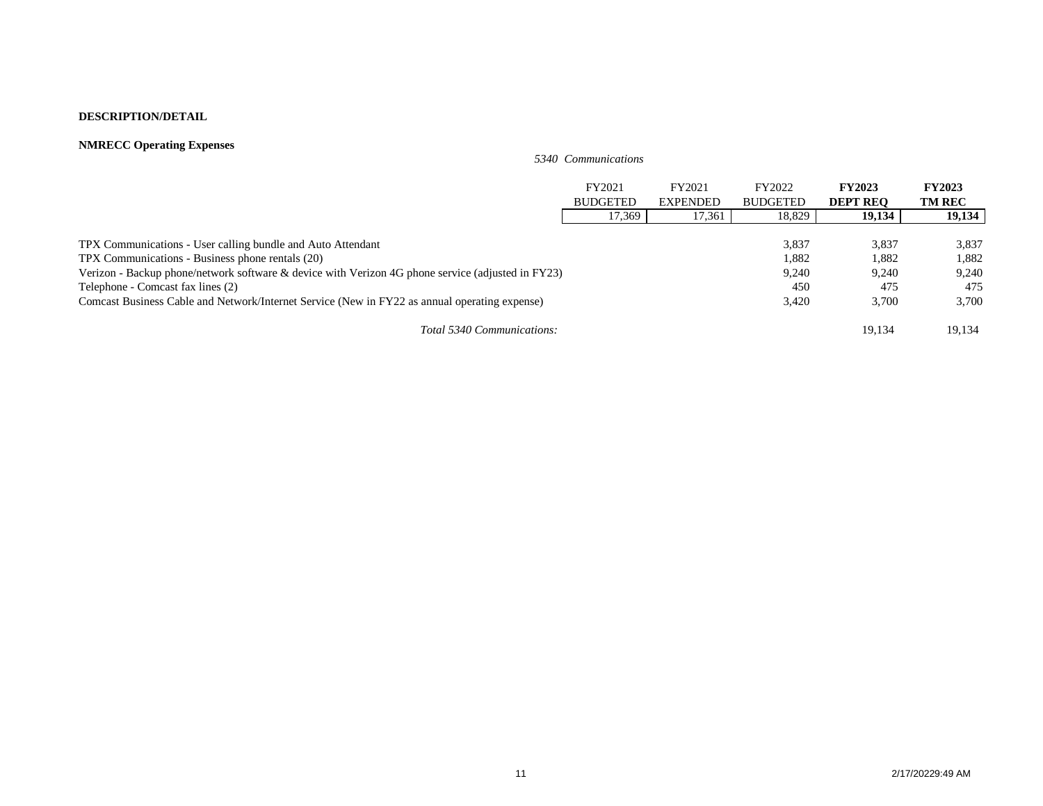**DESCRIPTION/DETAIL**

**NMRECC Operating Expenses**

*5340 Communications*

| | FY2021 BUDGETED | FY2021 EXPENDED | FY2022 BUDGETED | **FY2023 DEPT REQ** | **FY2023 TM REC** |
|---|---|---|---|---|---|
| | 17,369 | 17,361 | 18,829 | **19,134** | **19,134** |
| TPX Communications - User calling bundle and Auto Attendant | | | 3,837 | 3,837 | 3,837 |
| TPX Communications - Business phone rentals (20) | | | 1,882 | 1,882 | 1,882 |
| Verizon - Backup phone/network software & device with Verizon 4G phone service (adjusted in FY23) | | | 9,240 | 9,240 | 9,240 |
| Telephone - Comcast fax lines (2) | | | 450 | 475 | 475 |
| Comcast Business Cable and Network/Internet Service (New in FY22 as annual operating expense) | | | 3,420 | 3,700 | 3,700 |
| *Total 5340 Communications:* | | | | 19,134 | 19,134 |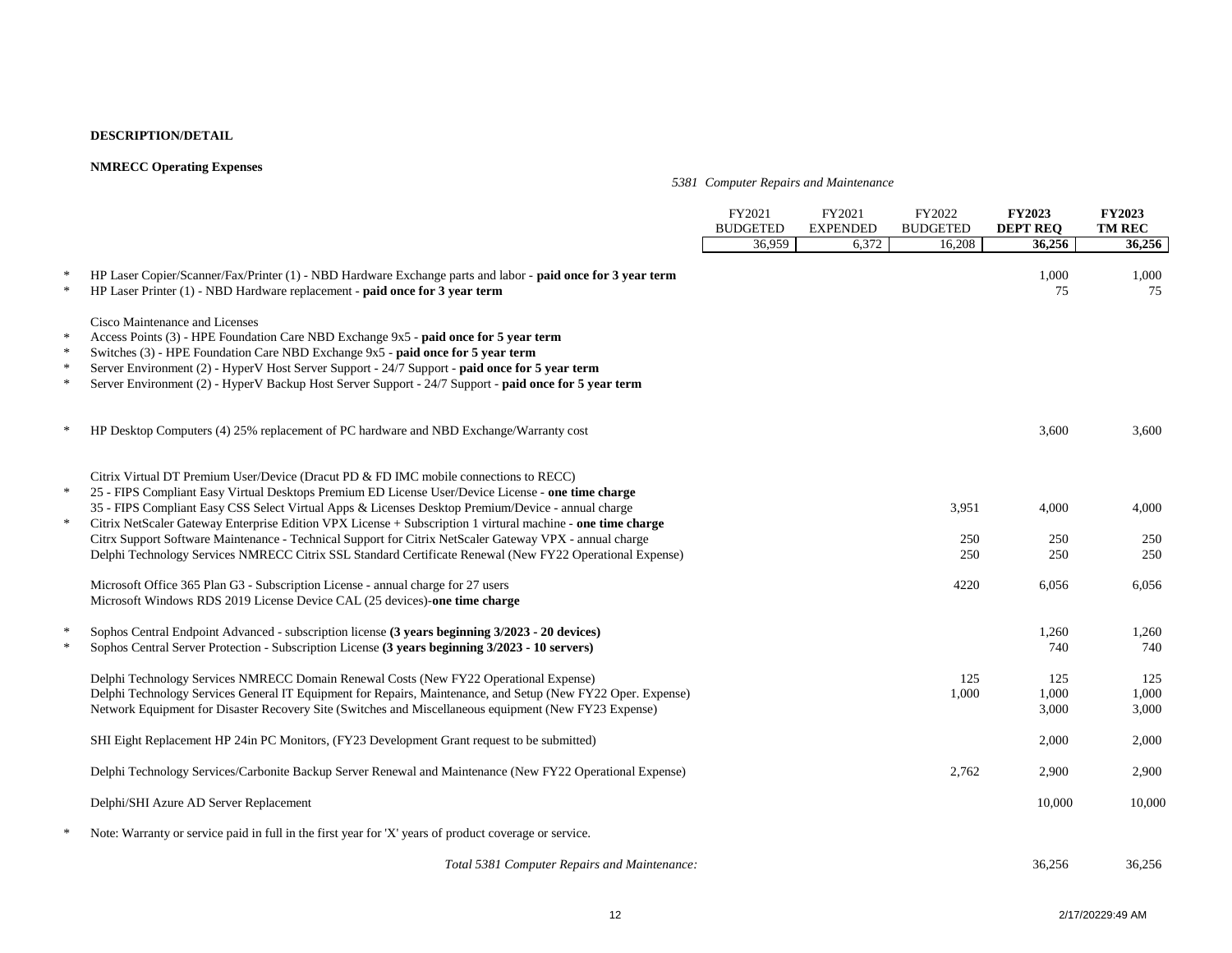**DESCRIPTION/DETAIL**

**NMRECC Operating Expenses**

*5381 Computer Repairs and Maintenance*

| | | FY2021 BUDGETED | FY2021 EXPENDED | FY2022 BUDGETED | **FY2023 DEPT REQ** | **FY2023 TM REC** |
|---|---|---|---|---|---|---|
| | | 36,959 | 6,372 | 16,208 | **36,256** | **36,256** |
| * | HP Laser Copier/Scanner/Fax/Printer (1) - NBD Hardware Exchange parts and labor - **paid once for 3 year term** | | | | 1,000 | 1,000 |
| * | HP Laser Printer (1) - NBD Hardware replacement - **paid once for 3 year term** | | | | 75 | 75 |
| | Cisco Maintenance and Licenses | | | | | |
| * | Access Points (3) - HPE Foundation Care NBD Exchange 9x5 - **paid once for 5 year term** | | | | | |
| * | Switches (3) - HPE Foundation Care NBD Exchange 9x5 - **paid once for 5 year term** | | | | | |
| * | Server Environment (2) - HyperV Host Server Support - 24/7 Support - **paid once for 5 year term** | | | | | |
| * | Server Environment (2) - HyperV Backup Host Server Support - 24/7 Support - **paid once for 5 year term** | | | | | |
| * | HP Desktop Computers (4) 25% replacement of PC hardware and NBD Exchange/Warranty cost | | | | 3,600 | 3,600 |
| | Citrix Virtual DT Premium User/Device (Dracut PD & FD IMC mobile connections to RECC) | | | | | |
| * | 25 - FIPS Compliant Easy Virtual Desktops Premium ED License User/Device License - **one time charge** | | | | | |
| | 35 - FIPS Compliant Easy CSS Select Virtual Apps & Licenses Desktop Premium/Device - annual charge | | | 3,951 | 4,000 | 4,000 |
| * | Citrix NetScaler Gateway Enterprise Edition VPX License + Subscription 1 virtural machine - **one time charge** | | | | | |
| | Citrx Support Software Maintenance - Technical Support for Citrix NetScaler Gateway VPX - annual charge | | | 250 | 250 | 250 |
| | Delphi Technology Services NMRECC Citrix SSL Standard Certificate Renewal (New FY22 Operational Expense) | | | 250 | 250 | 250 |
| | Microsoft Office 365 Plan G3 - Subscription License - annual charge for 27 users | | | 4220 | 6,056 | 6,056 |
| | Microsoft Windows RDS 2019 License Device CAL (25 devices)-**one time charge** | | | | | |
| * | Sophos Central Endpoint Advanced - subscription license **(3 years beginning 3/2023 - 20 devices)** | | | | 1,260 | 1,260 |
| * | Sophos Central Server Protection - Subscription License **(3 years beginning 3/2023 - 10 servers)** | | | | 740 | 740 |
| | Delphi Technology Services NMRECC Domain Renewal Costs (New FY22 Operational Expense) | | | 125 | 125 | 125 |
| | Delphi Technology Services General IT Equipment for Repairs, Maintenance, and Setup (New FY22 Oper. Expense) | | | 1,000 | 1,000 | 1,000 |
| | Network Equipment for Disaster Recovery Site (Switches and Miscellaneous equipment (New FY23 Expense) | | | | 3,000 | 3,000 |
| | SHI Eight Replacement HP 24in PC Monitors, (FY23 Development Grant request to be submitted) | | | | 2,000 | 2,000 |
| | Delphi Technology Services/Carbonite Backup Server Renewal and Maintenance (New FY22 Operational Expense) | | | 2,762 | 2,900 | 2,900 |
| | Delphi/SHI Azure AD Server Replacement | | | | 10,000 | 10,000 |
| * | Note: Warranty or service paid in full in the first year for 'X' years of product coverage or service. | | | | | |
| | *Total 5381 Computer Repairs and Maintenance:* | | | | 36,256 | 36,256 |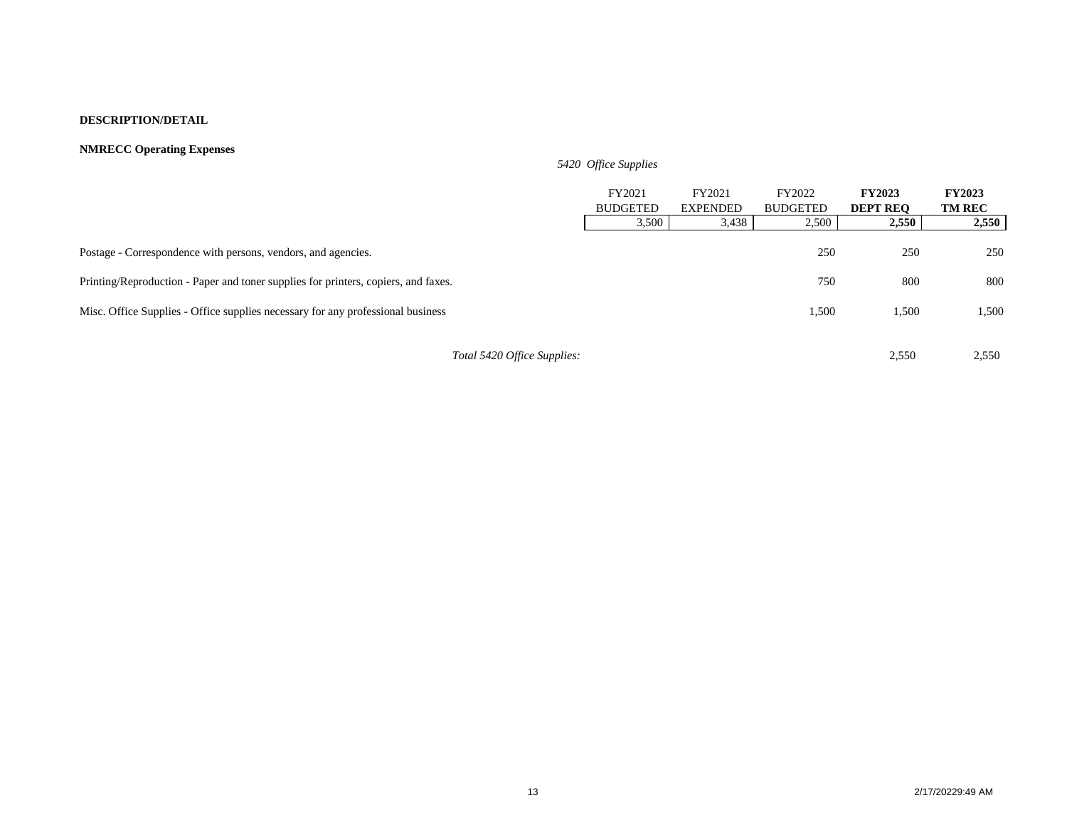**DESCRIPTION/DETAIL**

**NMRECC Operating Expenses**

*5420 Office Supplies*

| | FY2021 BUDGETED | FY2021 EXPENDED | FY2022 BUDGETED | **FY2023 DEPT REQ** | **FY2023 TM REC** |
|---|---|---|---|---|---|
| | 3,500 | 3,438 | 2,500 | **2,550** | **2,550** |
| Postage - Correspondence with persons, vendors, and agencies. | | | 250 | 250 | 250 |
| Printing/Reproduction - Paper and toner supplies for printers, copiers, and faxes. | | | 750 | 800 | 800 |
| Misc. Office Supplies - Office supplies necessary for any professional business | | | 1,500 | 1,500 | 1,500 |
| *Total 5420 Office Supplies:* | | | | 2,550 | 2,550 |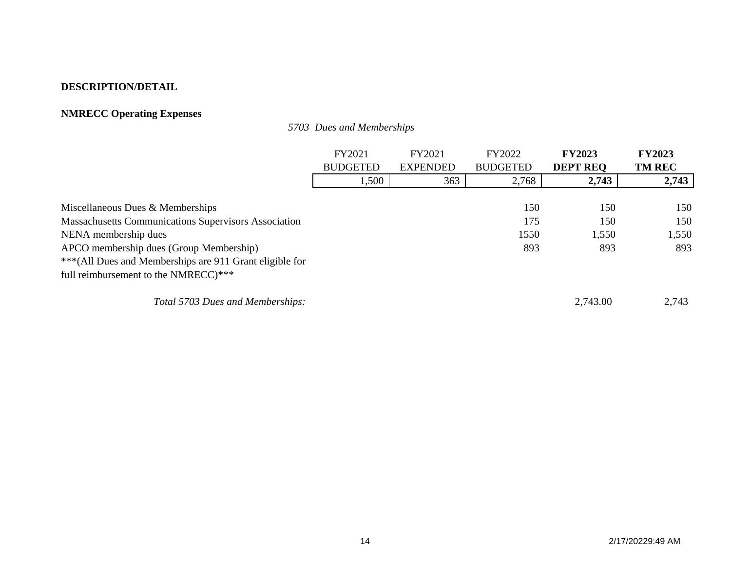**DESCRIPTION/DETAIL**

**NMRECC Operating Expenses**

*5703 Dues and Memberships*

| | FY2021 BUDGETED | FY2021 EXPENDED | FY2022 BUDGETED | **FY2023 DEPT REQ** | **FY2023 TM REC** |
|---|---|---|---|---|---|
| | 1,500 | 363 | 2,768 | **2,743** | **2,743** |
| Miscellaneous Dues & Memberships | | | 150 | 150 | 150 |
| Massachusetts Communications Supervisors Association | | | 175 | 150 | 150 |
| NENA membership dues | | | 1550 | 1,550 | 1,550 |
| APCO membership dues (Group Membership) | | | 893 | 893 | 893 |
| ***(All Dues and Memberships are 911 Grant eligible for full reimbursement to the NMRECC)*** | | | | | |
| *Total 5703 Dues and Memberships:* | | | | 2,743.00 | 2,743 |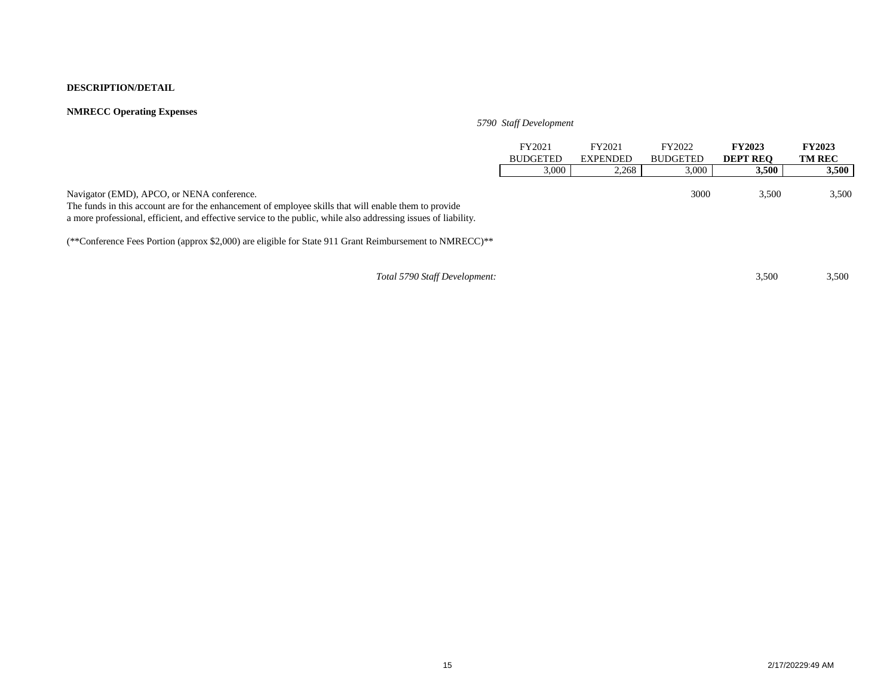**DESCRIPTION/DETAIL**

**NMRECC Operating Expenses**

*5790 Staff Development*

| | FY2021 BUDGETED | FY2021 EXPENDED | FY2022 BUDGETED | **FY2023 DEPT REQ** | **FY2023 TM REC** |
|---|---|---|---|---|---|
| | 3,000 | 2,268 | 3,000 | **3,500** | **3,500** |
| Navigator (EMD), APCO, or NENA conference. The funds in this account are for the enhancement of employee skills that will enable them to provide a more professional, efficient, and effective service to the public, while also addressing issues of liability. | | | 3000 | 3,500 | 3,500 |
| (**Conference Fees Portion (approx $2,000) are eligible for State 911 Grant Reimbursement to NMRECC)** | | | | | |
| *Total 5790 Staff Development:* | | | | 3,500 | 3,500 |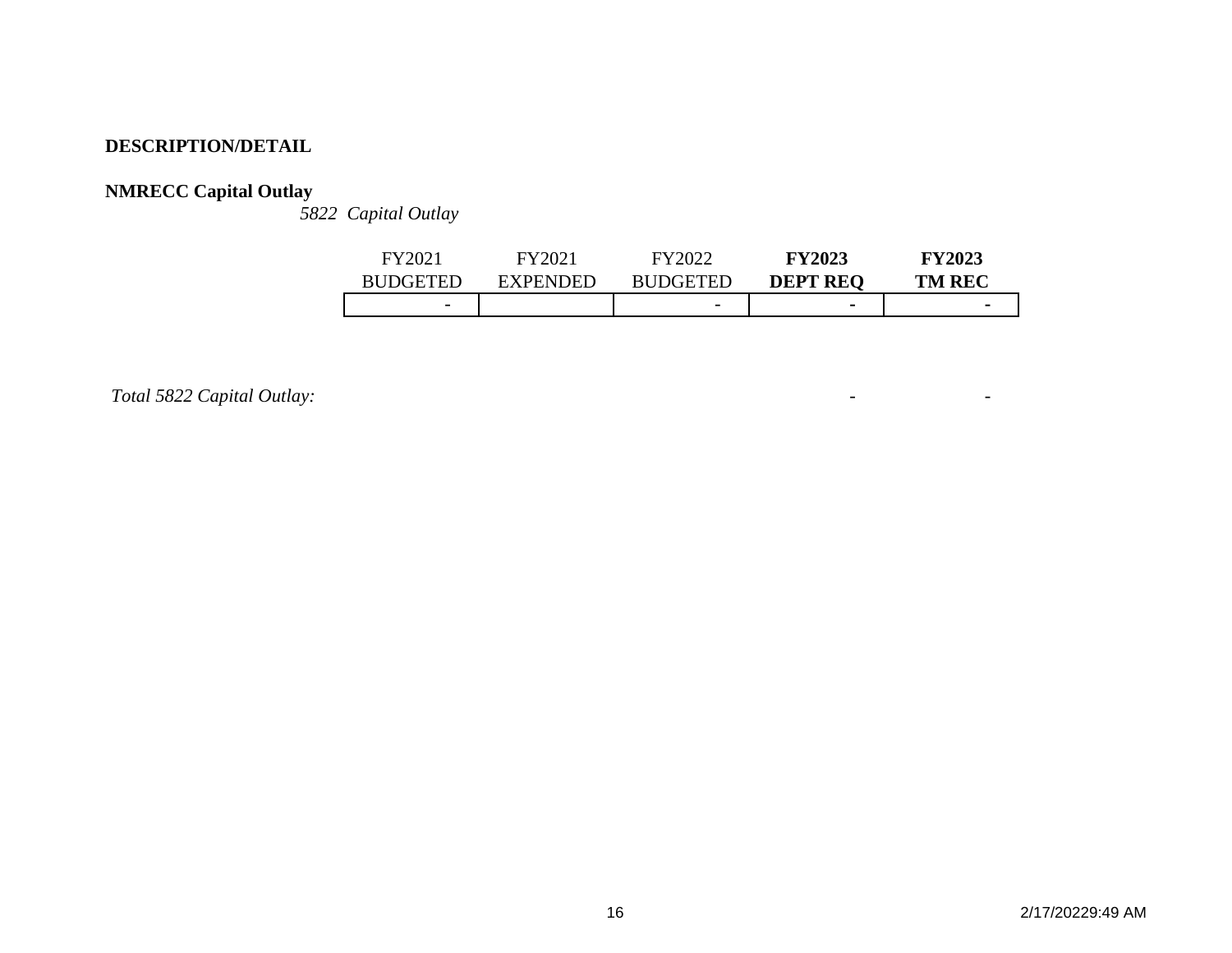**DESCRIPTION/DETAIL**

**NMRECC Capital Outlay**

*5822 Capital Outlay*

| FY2021 BUDGETED | FY2021 EXPENDED | FY2022 BUDGETED | **FY2023 DEPT REQ** | **FY2023 TM REC** |
|---|---|---|---|---|
| - | | - | - | - |

*Total 5822 Capital Outlay:* - -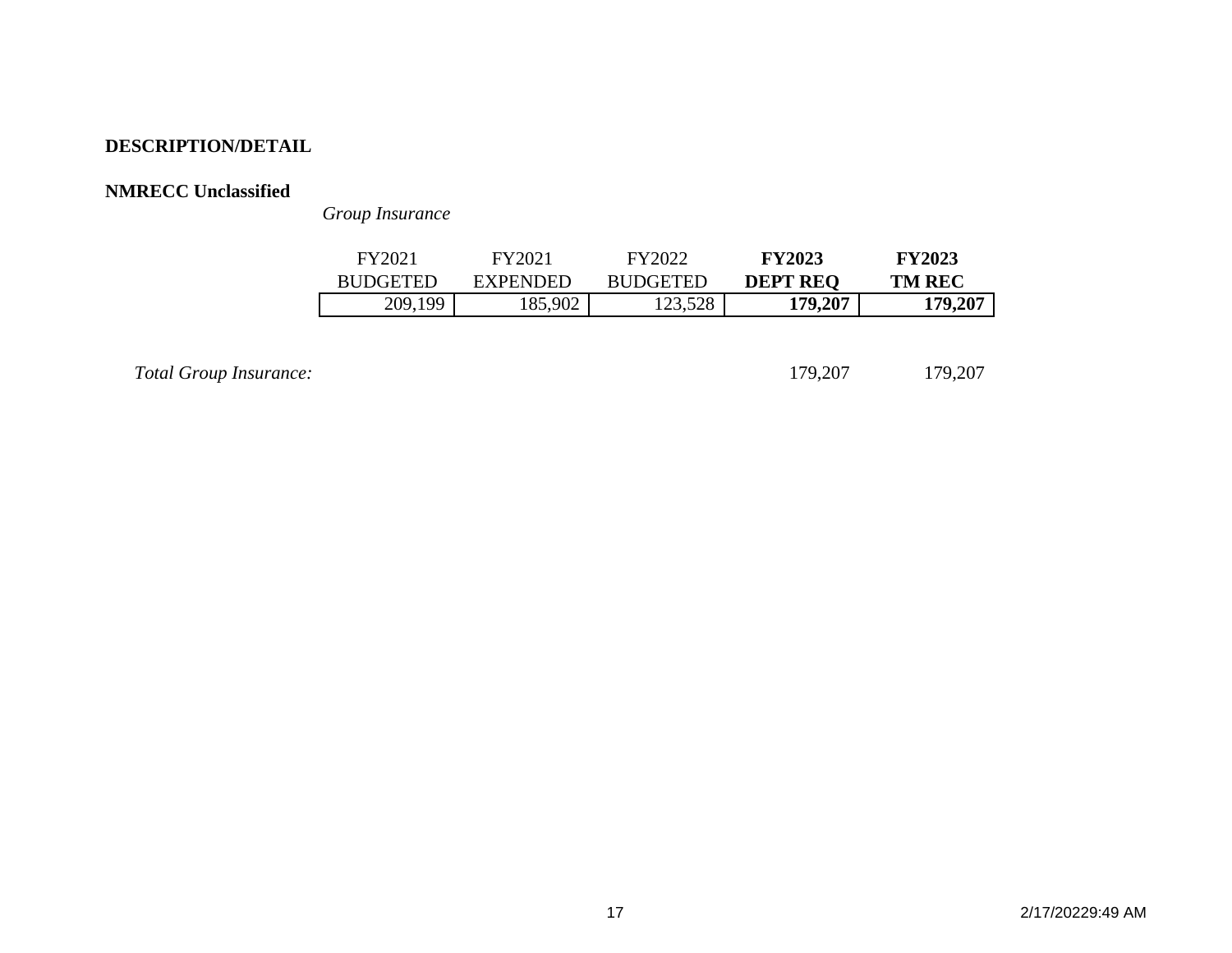**DESCRIPTION/DETAIL**

**NMRECC Unclassified**

*Group Insurance*

| FY2021 BUDGETED | FY2021 EXPENDED | FY2022 BUDGETED | **FY2023 DEPT REQ** | **FY2023 TM REC** |
|---|---|---|---|---|
| 209,199 | 185,902 | 123,528 | **179,207** | **179,207** |

*Total Group Insurance:* 179,207 179,207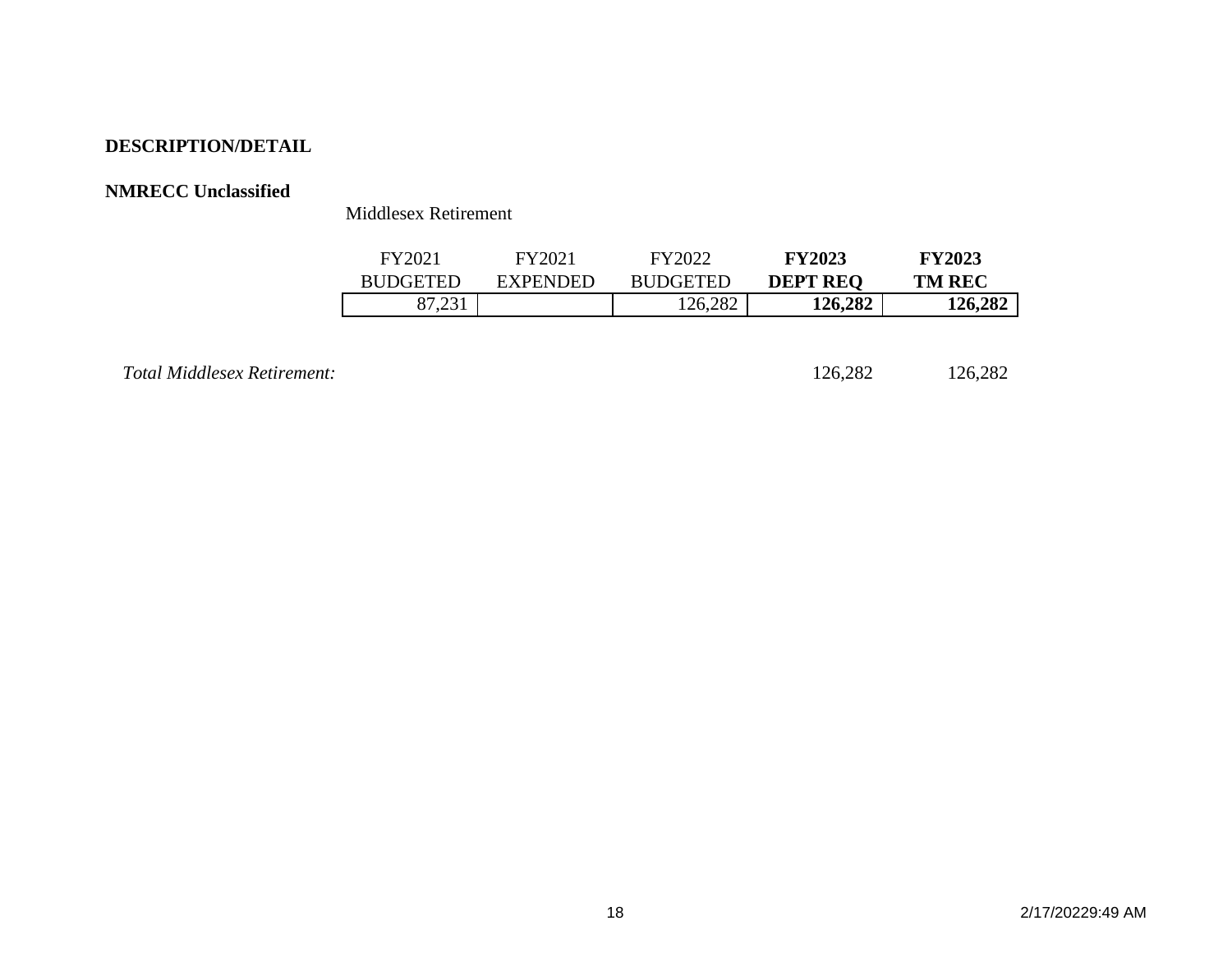**DESCRIPTION/DETAIL**

**NMRECC Unclassified**

Middlesex Retirement

| FY2021 BUDGETED | FY2021 EXPENDED | FY2022 BUDGETED | **FY2023 DEPT REQ** | **FY2023 TM REC** |
|---|---|---|---|---|
| 87,231 | | 126,282 | **126,282** | **126,282** |

| | | | | | |
|---|---|---|---|---|---|
| *Total Middlesex Retirement:* | | | | 126,282 | 126,282 |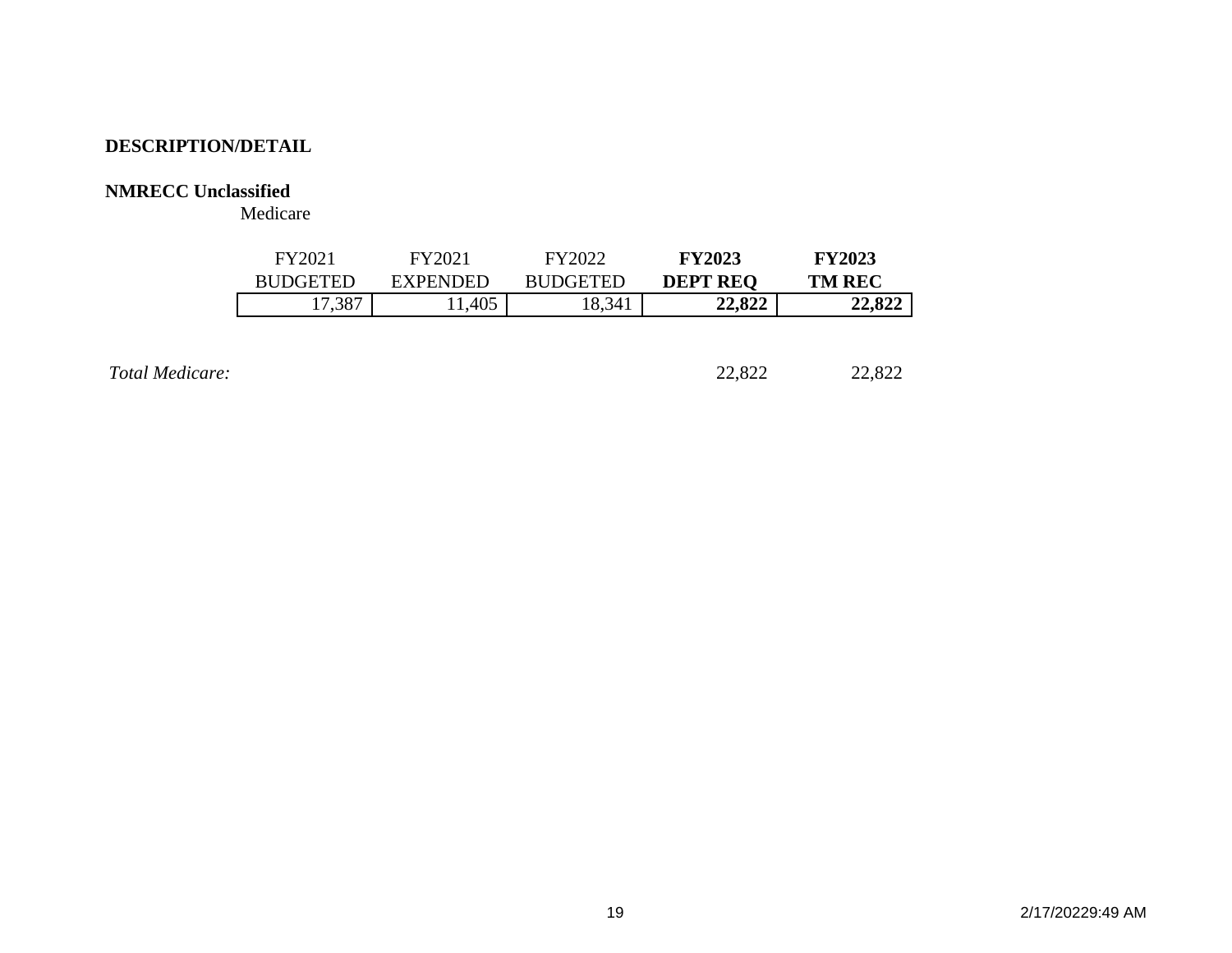**DESCRIPTION/DETAIL**

**NMRECC Unclassified**

Medicare

| FY2021 BUDGETED | FY2021 EXPENDED | FY2022 BUDGETED | **FY2023 DEPT REQ** | **FY2023 TM REC** |
|---|---|---|---|---|
| 17,387 | 11,405 | 18,341 | **22,822** | **22,822** |

| | | | | | |
|---|---|---|---|---|---|
| *Total Medicare:* | | | | 22,822 | 22,822 |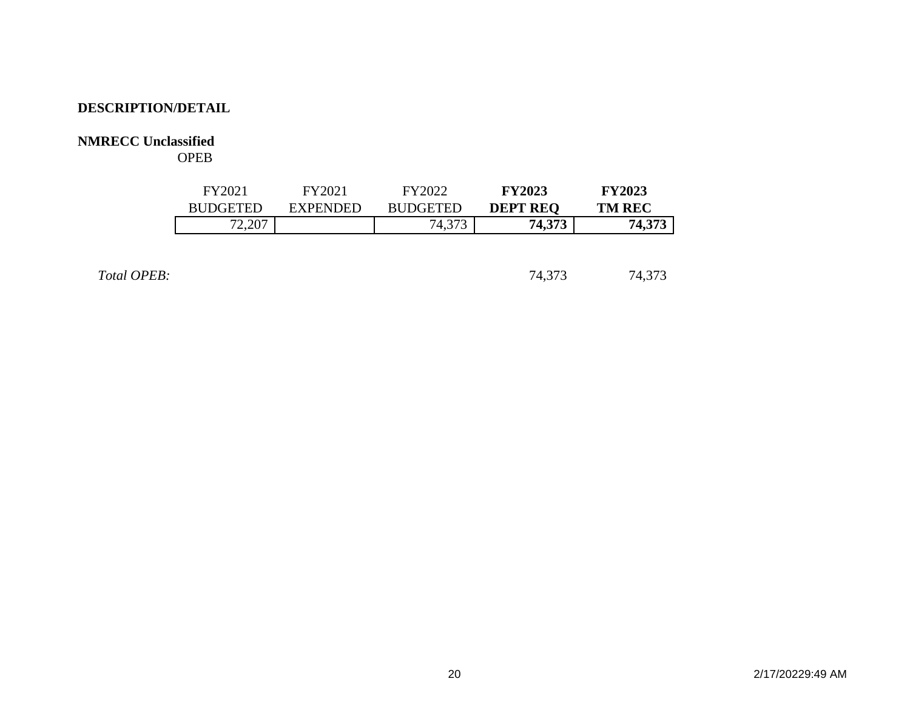**DESCRIPTION/DETAIL**

**NMRECC Unclassified**

OPEB

| FY2021 BUDGETED | FY2021 EXPENDED | FY2022 BUDGETED | **FY2023 DEPT REQ** | **FY2023 TM REC** |
|---|---|---|---|---|
| 72,207 | | 74,373 | **74,373** | **74,373** |

| *Total OPEB:* | | | | 74,373 | 74,373 |
|---|---|---|---|---|---|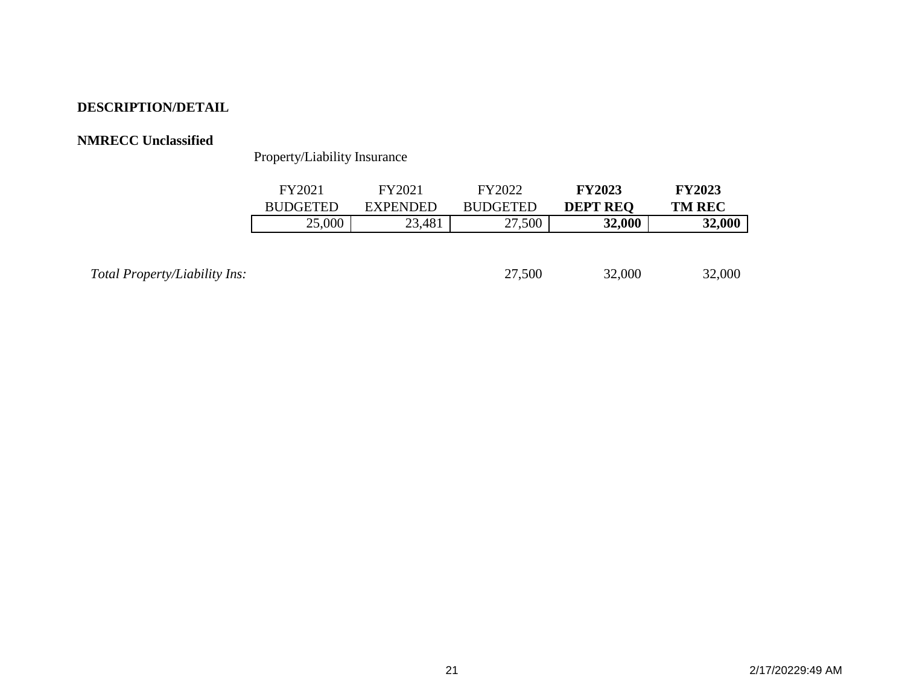**DESCRIPTION/DETAIL**

**NMRECC Unclassified**

Property/Liability Insurance

| FY2021 BUDGETED | FY2021 EXPENDED | FY2022 BUDGETED | **FY2023 DEPT REQ** | **FY2023 TM REC** |
|---|---|---|---|---|
| 25,000 | 23,481 | 27,500 | **32,000** | **32,000** |

| | FY2022 BUDGETED | FY2023 DEPT REQ | FY2023 TM REC |
|---|---|---|---|
| *Total Property/Liability Ins:* | 27,500 | 32,000 | 32,000 |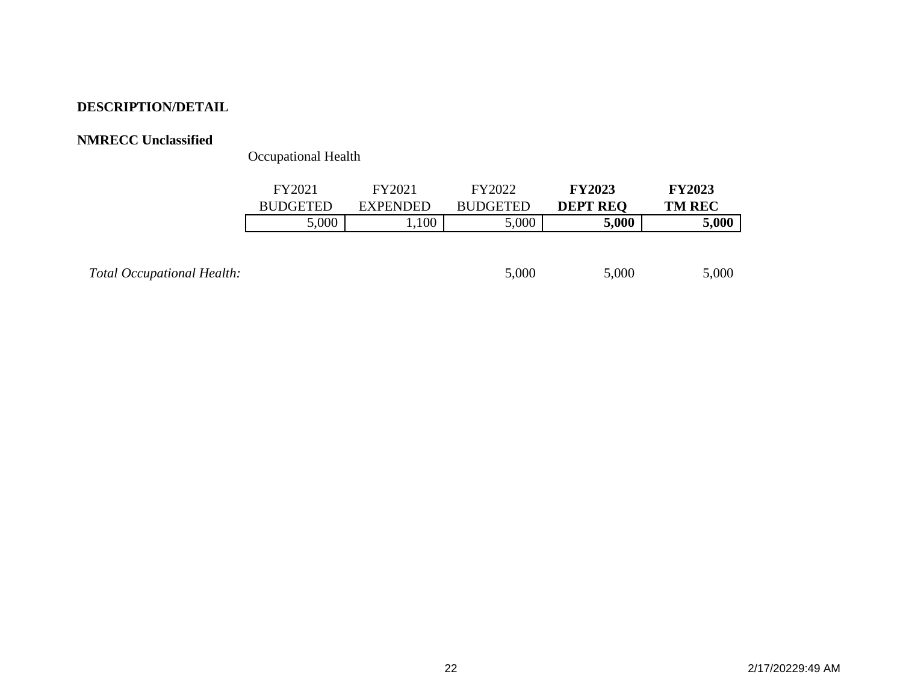**DESCRIPTION/DETAIL**

**NMRECC Unclassified**

Occupational Health

| FY2021 BUDGETED | FY2021 EXPENDED | FY2022 BUDGETED | **FY2023 DEPT REQ** | **FY2023 TM REC** |
|---|---|---|---|---|
| 5,000 | 1,100 | 5,000 | **5,000** | **5,000** |

| | | | | | |
|---|---|---|---|---|---|
| *Total Occupational Health:* | | | 5,000 | 5,000 | 5,000 |